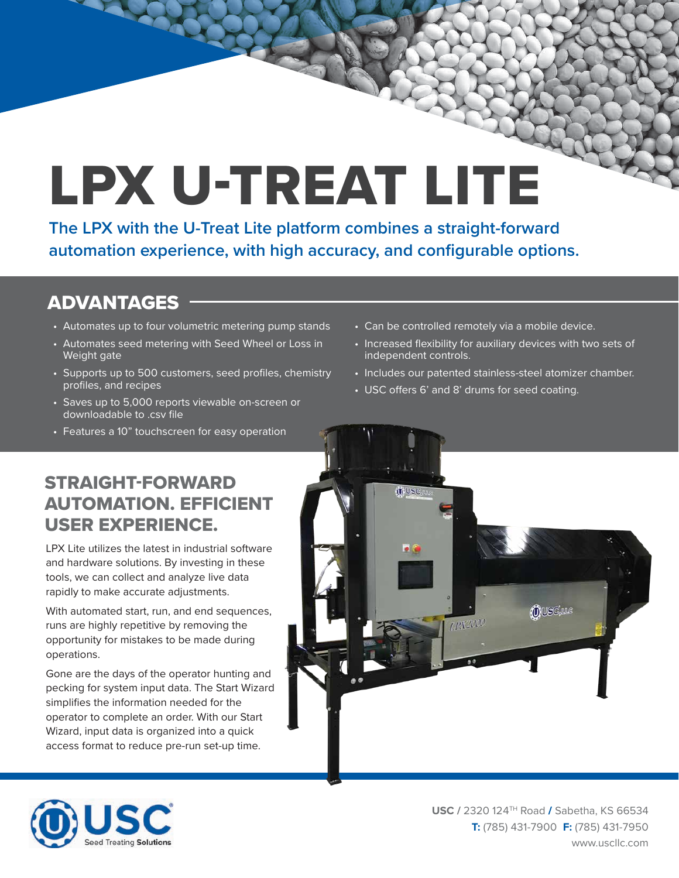# LPX U-TREAT LITE

**The LPX with the U-Treat Lite platform combines a straight-forward automation experience, with high accuracy, and configurable options.**

## ADVANTAGES

- Automates up to four volumetric metering pump stands
- Automates seed metering with Seed Wheel or Loss in Weight gate
- Supports up to 500 customers, seed profiles, chemistry profiles, and recipes
- Saves up to 5,000 reports viewable on-screen or downloadable to .csv file
- Features a 10" touchscreen for easy operation
- Can be controlled remotely via a mobile device.
- Increased flexibility for auxiliary devices with two sets of independent controls.
- Includes our patented stainless-steel atomizer chamber.
- USC offers 6' and 8' drums for seed coating.

## STRAIGHT-FORWARD AUTOMATION. EFFICIENT USER EXPERIENCE.

LPX Lite utilizes the latest in industrial software and hardware solutions. By investing in these tools, we can collect and analyze live data rapidly to make accurate adjustments.

With automated start, run, and end sequences, runs are highly repetitive by removing the opportunity for mistakes to be made during operations.

Gone are the days of the operator hunting and pecking for system input data. The Start Wizard simplifies the information needed for the operator to complete an order. With our Start Wizard, input data is organized into a quick access format to reduce pre-run set-up time.

USC Seed Treating Solutions

**USC** / 2320 124TH Road / Sabetha, KS 66534
**T:** (785) 431-7900 **F:** (785) 431-7950
www.uscllc.com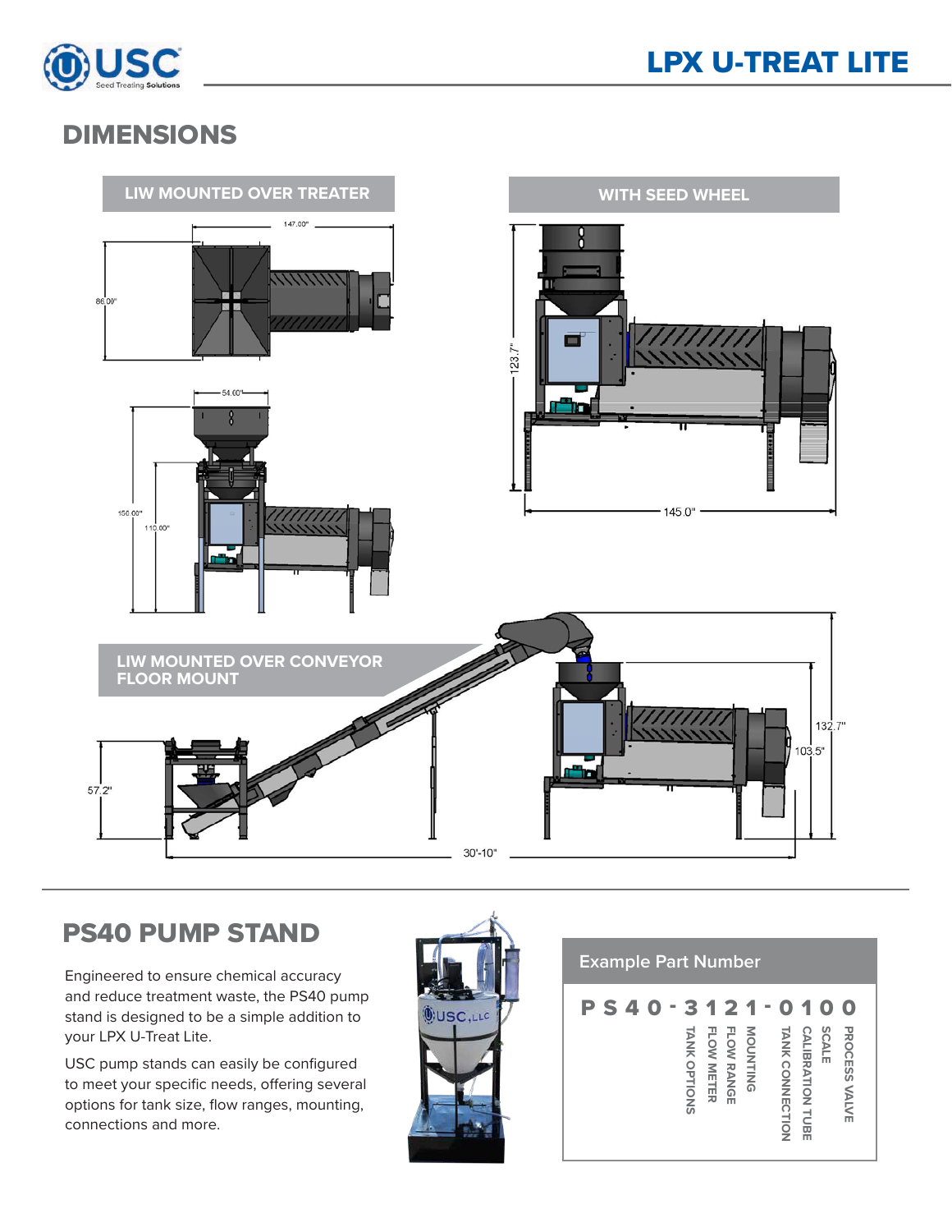# LPX U-TREAT LITE

## DIMENSIONS

**LIW MOUNTED OVER TREATER**

147.00"

86.00"

54.00"

150.00"

110.00"

**WITH SEED WHEEL**

123.7"

145.0"

**LIW MOUNTED OVER CONVEYOR FLOOR MOUNT**

57.2"

30'-10"

132.7"

103.5"

## PS40 PUMP STAND

Engineered to ensure chemical accuracy and reduce treatment waste, the PS40 pump stand is designed to be a simple addition to your LPX U-Treat Lite.

USC pump stands can easily be configured to meet your specific needs, offering several options for tank size, flow ranges, mounting, connections and more.

**Example Part Number**

**PS40-3121-0100**

- TANK OPTIONS
- FLOW METER
- FLOW RANGE
- MOUNTING
- TANK CONNECTION
- CALIBRATION TUBE
- SCALE
- PROCESS VALVE